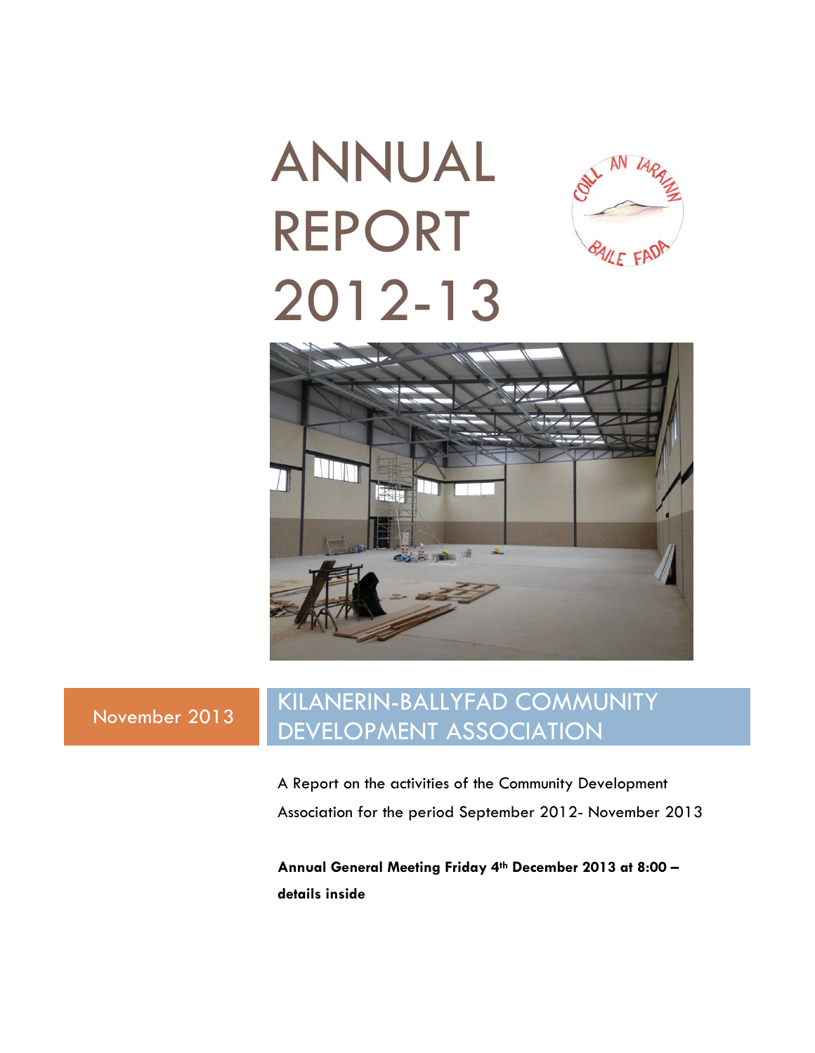# ANNUAL REPORT 2012-13

November 2013

## KILANERIN-BALLYFAD COMMUNITY DEVELOPMENT ASSOCIATION

A Report on the activities of the Community Development Association for the period September 2012- November 2013

**Annual General Meeting Friday 4th December 2013 at 8:00 – details inside**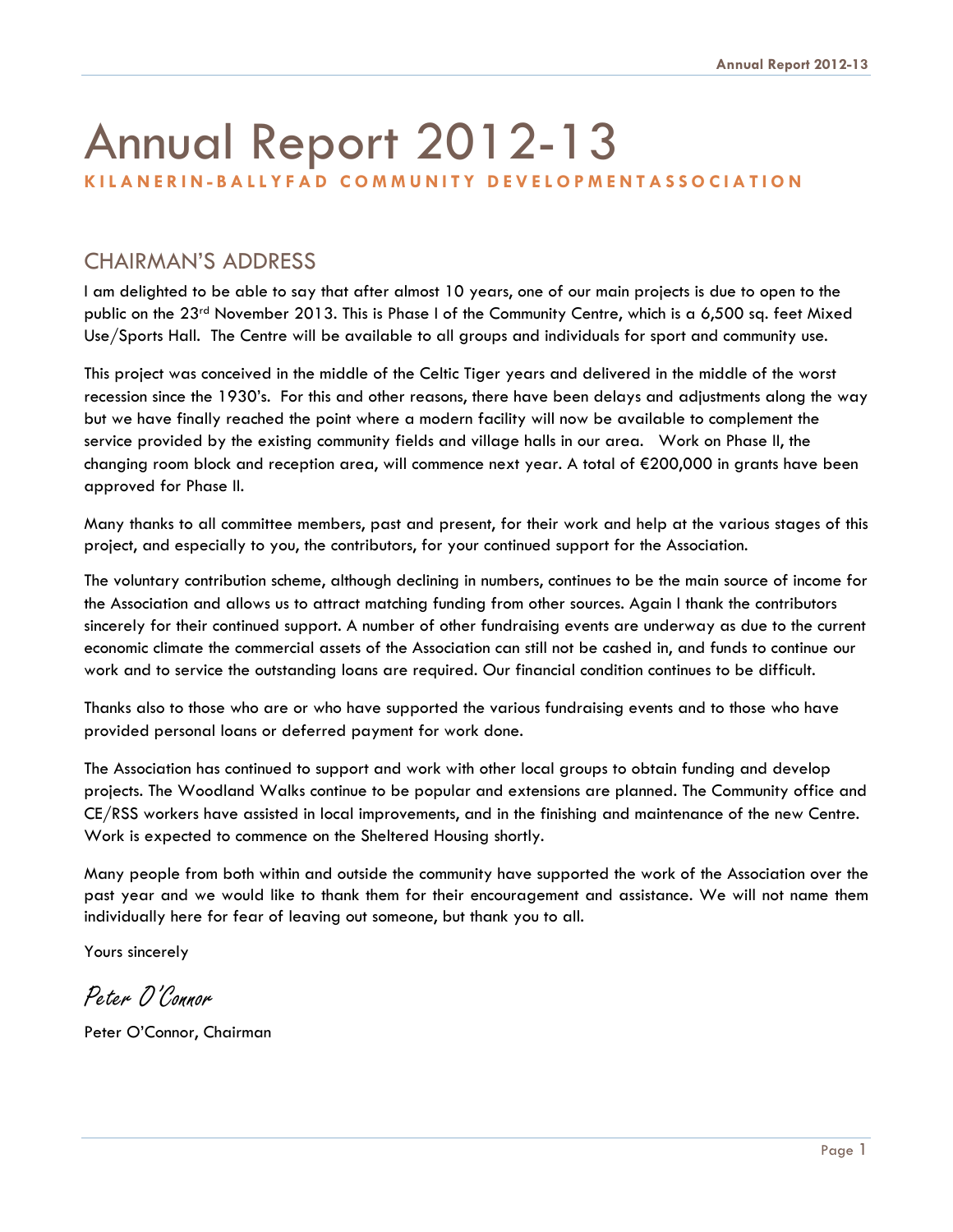# Annual Report 2012-13

**KILANERIN-BALLYFAD COMMUNITY DEVELOPMENTASSOCIATION**

## CHAIRMAN'S ADDRESS

I am delighted to be able to say that after almost 10 years, one of our main projects is due to open to the public on the 23rd November 2013. This is Phase I of the Community Centre, which is a 6,500 sq. feet Mixed Use/Sports Hall. The Centre will be available to all groups and individuals for sport and community use.

This project was conceived in the middle of the Celtic Tiger years and delivered in the middle of the worst recession since the 1930's. For this and other reasons, there have been delays and adjustments along the way but we have finally reached the point where a modern facility will now be available to complement the service provided by the existing community fields and village halls in our area. Work on Phase II, the changing room block and reception area, will commence next year. A total of €200,000 in grants have been approved for Phase II.

Many thanks to all committee members, past and present, for their work and help at the various stages of this project, and especially to you, the contributors, for your continued support for the Association.

The voluntary contribution scheme, although declining in numbers, continues to be the main source of income for the Association and allows us to attract matching funding from other sources. Again I thank the contributors sincerely for their continued support. A number of other fundraising events are underway as due to the current economic climate the commercial assets of the Association can still not be cashed in, and funds to continue our work and to service the outstanding loans are required. Our financial condition continues to be difficult.

Thanks also to those who are or who have supported the various fundraising events and to those who have provided personal loans or deferred payment for work done.

The Association has continued to support and work with other local groups to obtain funding and develop projects. The Woodland Walks continue to be popular and extensions are planned. The Community office and CE/RSS workers have assisted in local improvements, and in the finishing and maintenance of the new Centre. Work is expected to commence on the Sheltered Housing shortly.

Many people from both within and outside the community have supported the work of the Association over the past year and we would like to thank them for their encouragement and assistance. We will not name them individually here for fear of leaving out someone, but thank you to all.

Yours sincerely

*Peter O'Connor*

Peter O'Connor, Chairman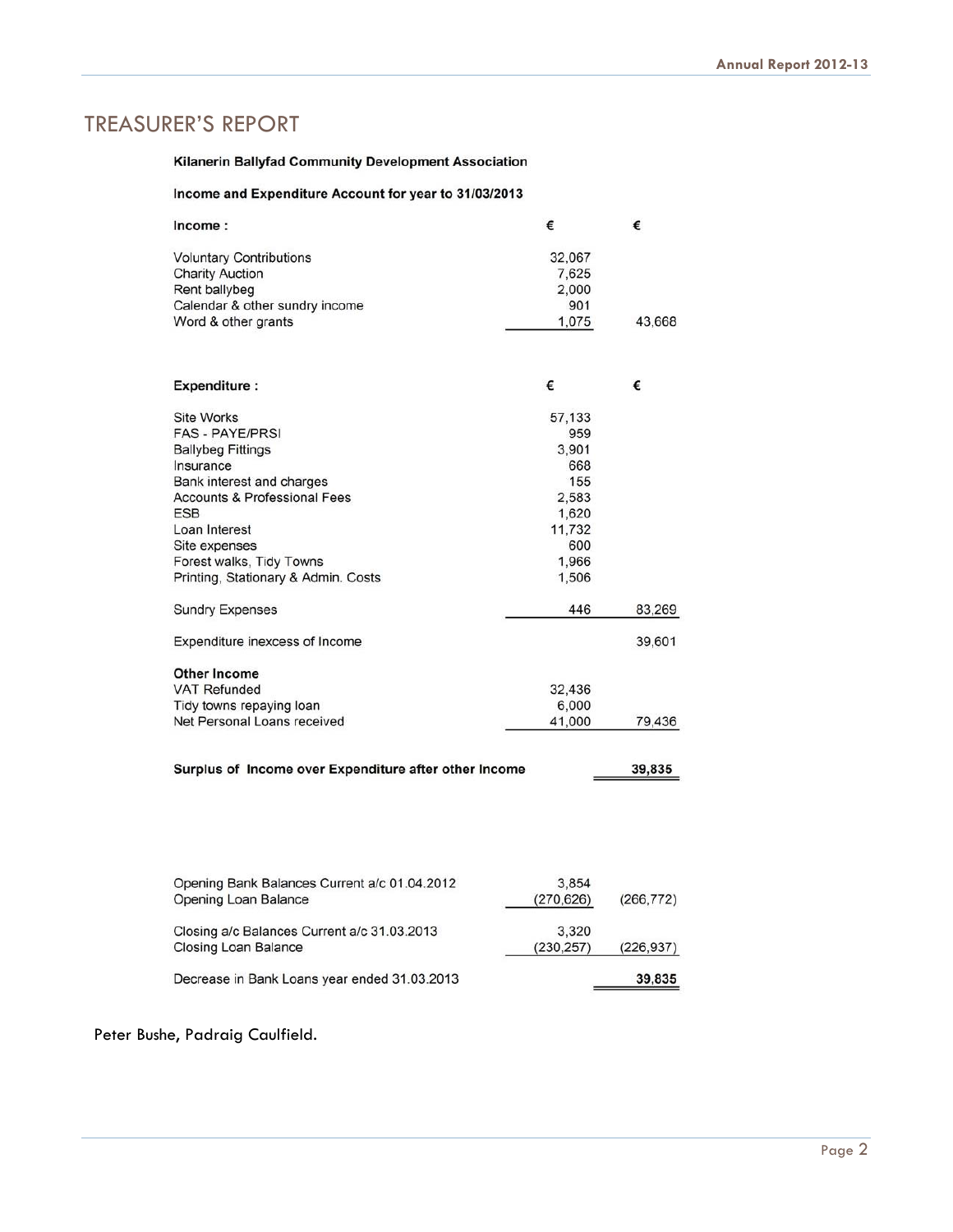# TREASURER'S REPORT

**Kilanerin Ballyfad Community Development Association**

**Income and Expenditure Account for year to 31/03/2013**

| **Income :** | € | € |
|---|---|---|
| Voluntary Contributions | 32,067 | |
| Charity Auction | 7,625 | |
| Rent ballybeg | 2,000 | |
| Calendar & other sundry income | 901 | |
| Word & other grants | 1,075 | 43,668 |

| **Expenditure :** | € | € |
|---|---|---|
| Site Works | 57,133 | |
| FAS - PAYE/PRSI | 959 | |
| Ballybeg Fittings | 3,901 | |
| Insurance | 668 | |
| Bank interest and charges | 155 | |
| Accounts & Professional Fees | 2,583 | |
| ESB | 1,620 | |
| Loan Interest | 11,732 | |
| Site expenses | 600 | |
| Forest walks, Tidy Towns | 1,966 | |
| Printing, Stationary & Admin. Costs | 1,506 | |
| Sundry Expenses | 446 | 83,269 |
| Expenditure inexcess of Income | | 39,601 |
| **Other Income** | | |
| VAT Refunded | 32,436 | |
| Tidy towns repaying loan | 6,000 | |
| Net Personal Loans received | 41,000 | 79,436 |
| **Surplus of Income over Expenditure after other Income** | | **39,835** |

| | | |
|---|---|---|
| Opening Bank Balances Current a/c 01.04.2012 | 3,854 | |
| Opening Loan Balance | (270,626) | (266,772) |
| Closing a/c Balances Current a/c 31.03.2013 | 3,320 | |
| Closing Loan Balance | (230,257) | (226,937) |
| Decrease in Bank Loans year ended 31.03.2013 | | **39,835** |

Peter Bushe, Padraig Caulfield.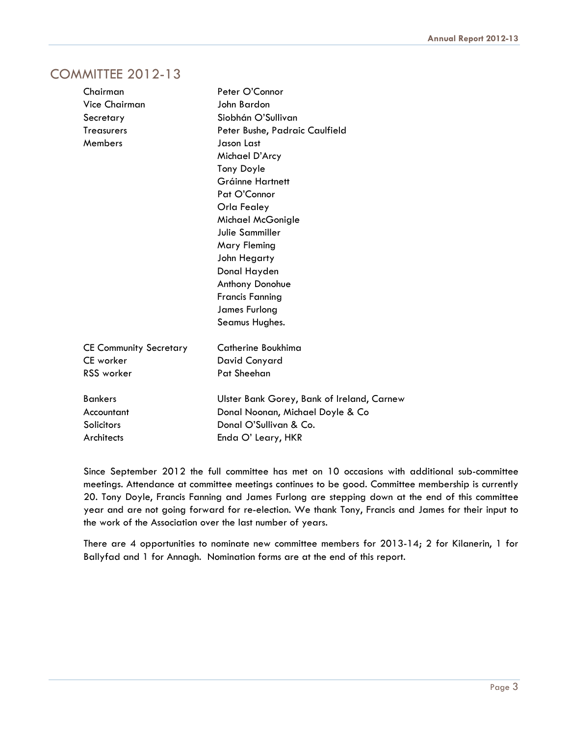# COMMITTEE 2012-13

| | |
|---|---|
| Chairman | Peter O'Connor |
| Vice Chairman | John Bardon |
| Secretary | Siobhán O'Sullivan |
| Treasurers | Peter Bushe, Padraic Caulfield |
| Members | Jason Last |
| | Michael D'Arcy |
| | Tony Doyle |
| | Gráinne Hartnett |
| | Pat O'Connor |
| | Orla Fealey |
| | Michael McGonigle |
| | Julie Sammiller |
| | Mary Fleming |
| | John Hegarty |
| | Donal Hayden |
| | Anthony Donohue |
| | Francis Fanning |
| | James Furlong |
| | Seamus Hughes. |
| CE Community Secretary | Catherine Boukhima |
| CE worker | David Conyard |
| RSS worker | Pat Sheehan |
| Bankers | Ulster Bank Gorey, Bank of Ireland, Carnew |
| Accountant | Donal Noonan, Michael Doyle & Co |
| Solicitors | Donal O'Sullivan & Co. |
| Architects | Enda O' Leary, HKR |

Since September 2012 the full committee has met on 10 occasions with additional sub-committee meetings. Attendance at committee meetings continues to be good. Committee membership is currently 20. Tony Doyle, Francis Fanning and James Furlong are stepping down at the end of this committee year and are not going forward for re-election. We thank Tony, Francis and James for their input to the work of the Association over the last number of years.

There are 4 opportunities to nominate new committee members for 2013-14; 2 for Kilanerin, 1 for Ballyfad and 1 for Annagh. Nomination forms are at the end of this report.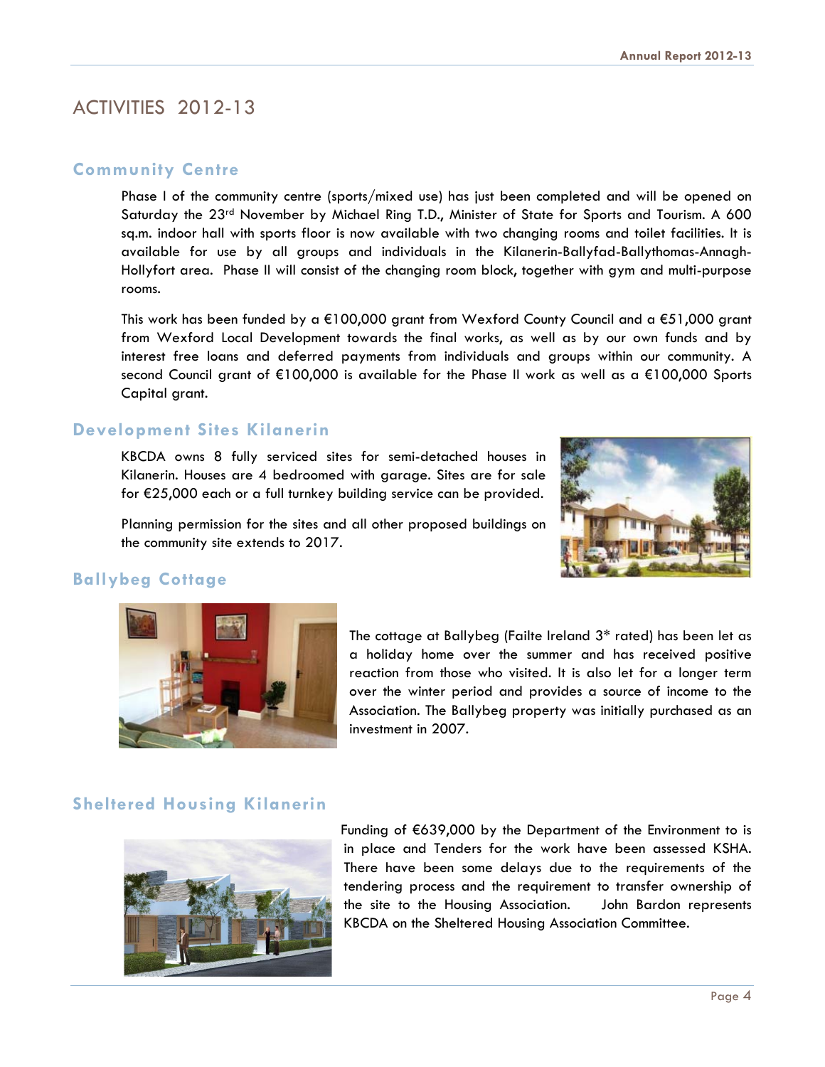# ACTIVITIES 2012-13

## Community Centre

Phase I of the community centre (sports/mixed use) has just been completed and will be opened on Saturday the 23rd November by Michael Ring T.D., Minister of State for Sports and Tourism. A 600 sq.m. indoor hall with sports floor is now available with two changing rooms and toilet facilities. It is available for use by all groups and individuals in the Kilanerin-Ballyfad-Ballythomas-Annagh-Hollyfort area. Phase II will consist of the changing room block, together with gym and multi-purpose rooms.

This work has been funded by a €100,000 grant from Wexford County Council and a €51,000 grant from Wexford Local Development towards the final works, as well as by our own funds and by interest free loans and deferred payments from individuals and groups within our community. A second Council grant of €100,000 is available for the Phase II work as well as a €100,000 Sports Capital grant.

## Development Sites Kilanerin

KBCDA owns 8 fully serviced sites for semi-detached houses in Kilanerin. Houses are 4 bedroomed with garage. Sites are for sale for €25,000 each or a full turnkey building service can be provided.

Planning permission for the sites and all other proposed buildings on the community site extends to 2017.

## Ballybeg Cottage

The cottage at Ballybeg (Failte Ireland 3* rated) has been let as a holiday home over the summer and has received positive reaction from those who visited. It is also let for a longer term over the winter period and provides a source of income to the Association. The Ballybeg property was initially purchased as an investment in 2007.

## Sheltered Housing Kilanerin

Funding of €639,000 by the Department of the Environment to is in place and Tenders for the work have been assessed KSHA. There have been some delays due to the requirements of the tendering process and the requirement to transfer ownership of the site to the Housing Association. John Bardon represents KBCDA on the Sheltered Housing Association Committee.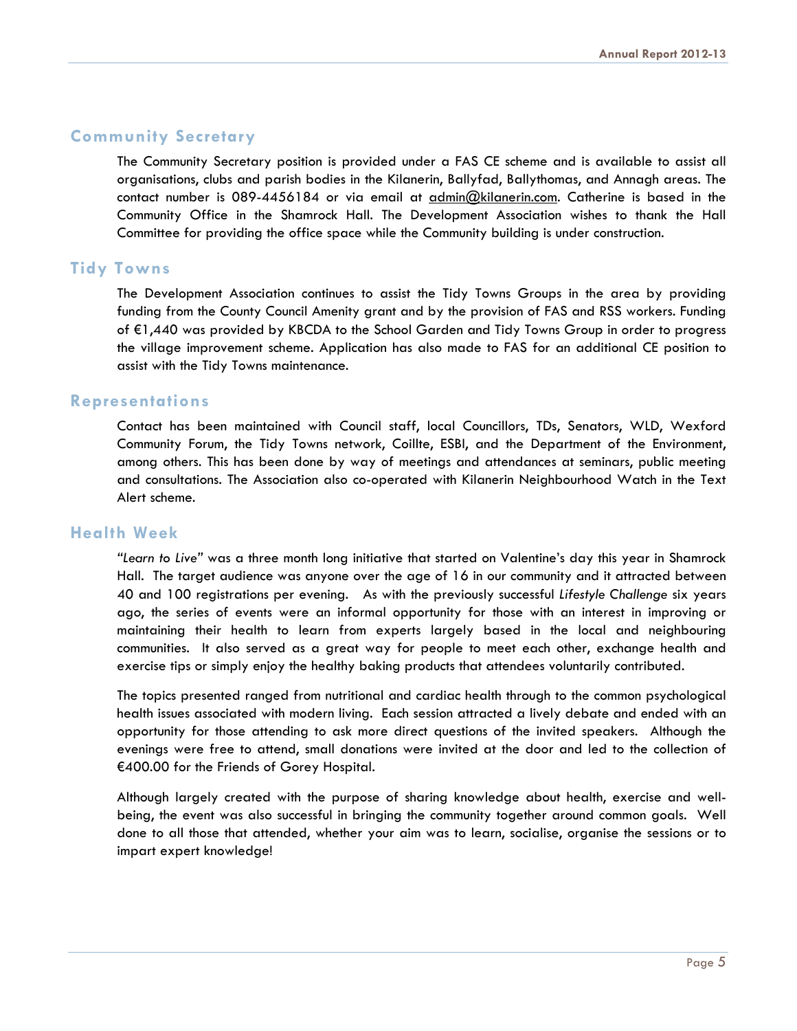## Community Secretary

The Community Secretary position is provided under a FAS CE scheme and is available to assist all organisations, clubs and parish bodies in the Kilanerin, Ballyfad, Ballythomas, and Annagh areas. The contact number is 089-4456184 or via email at admin@kilanerin.com. Catherine is based in the Community Office in the Shamrock Hall. The Development Association wishes to thank the Hall Committee for providing the office space while the Community building is under construction.

## Tidy Towns

The Development Association continues to assist the Tidy Towns Groups in the area by providing funding from the County Council Amenity grant and by the provision of FAS and RSS workers. Funding of €1,440 was provided by KBCDA to the School Garden and Tidy Towns Group in order to progress the village improvement scheme. Application has also made to FAS for an additional CE position to assist with the Tidy Towns maintenance.

## Representations

Contact has been maintained with Council staff, local Councillors, TDs, Senators, WLD, Wexford Community Forum, the Tidy Towns network, Coillte, ESBI, and the Department of the Environment, among others. This has been done by way of meetings and attendances at seminars, public meeting and consultations. The Association also co-operated with Kilanerin Neighbourhood Watch in the Text Alert scheme.

## Health Week

"*Learn to Live*" was a three month long initiative that started on Valentine's day this year in Shamrock Hall. The target audience was anyone over the age of 16 in our community and it attracted between 40 and 100 registrations per evening. As with the previously successful *Lifestyle Challenge* six years ago, the series of events were an informal opportunity for those with an interest in improving or maintaining their health to learn from experts largely based in the local and neighbouring communities. It also served as a great way for people to meet each other, exchange health and exercise tips or simply enjoy the healthy baking products that attendees voluntarily contributed.

The topics presented ranged from nutritional and cardiac health through to the common psychological health issues associated with modern living. Each session attracted a lively debate and ended with an opportunity for those attending to ask more direct questions of the invited speakers. Although the evenings were free to attend, small donations were invited at the door and led to the collection of €400.00 for the Friends of Gorey Hospital.

Although largely created with the purpose of sharing knowledge about health, exercise and well-being, the event was also successful in bringing the community together around common goals. Well done to all those that attended, whether your aim was to learn, socialise, organise the sessions or to impart expert knowledge!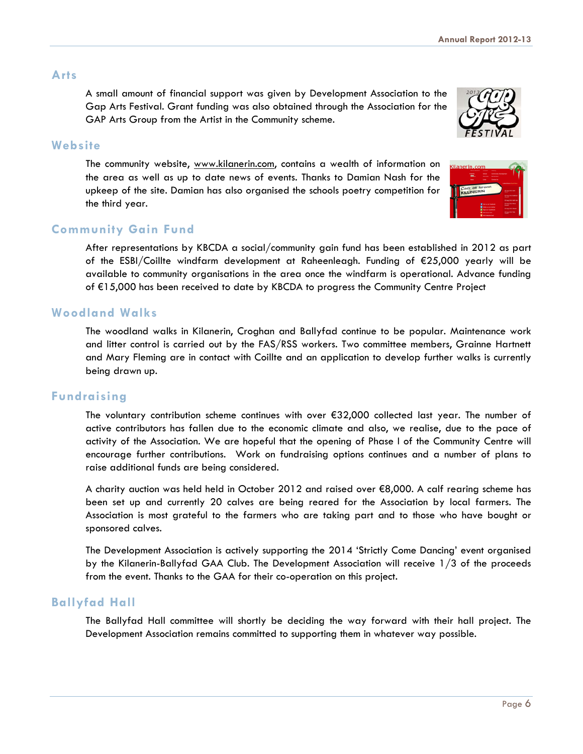## Arts

A small amount of financial support was given by Development Association to the Gap Arts Festival. Grant funding was also obtained through the Association for the GAP Arts Group from the Artist in the Community scheme.

## Website

The community website, www.kilanerin.com, contains a wealth of information on the area as well as up to date news of events. Thanks to Damian Nash for the upkeep of the site. Damian has also organised the schools poetry competition for the third year.

## Community Gain Fund

After representations by KBCDA a social/community gain fund has been established in 2012 as part of the ESBI/Coillte windfarm development at Raheenleagh. Funding of €25,000 yearly will be available to community organisations in the area once the windfarm is operational. Advance funding of €15,000 has been received to date by KBCDA to progress the Community Centre Project

## Woodland Walks

The woodland walks in Kilanerin, Croghan and Ballyfad continue to be popular. Maintenance work and litter control is carried out by the FAS/RSS workers. Two committee members, Grainne Hartnett and Mary Fleming are in contact with Coillte and an application to develop further walks is currently being drawn up.

## Fundraising

The voluntary contribution scheme continues with over €32,000 collected last year. The number of active contributors has fallen due to the economic climate and also, we realise, due to the pace of activity of the Association. We are hopeful that the opening of Phase I of the Community Centre will encourage further contributions. Work on fundraising options continues and a number of plans to raise additional funds are being considered.

A charity auction was held held in October 2012 and raised over €8,000. A calf rearing scheme has been set up and currently 20 calves are being reared for the Association by local farmers. The Association is most grateful to the farmers who are taking part and to those who have bought or sponsored calves.

The Development Association is actively supporting the 2014 'Strictly Come Dancing' event organised by the Kilanerin-Ballyfad GAA Club. The Development Association will receive 1/3 of the proceeds from the event. Thanks to the GAA for their co-operation on this project.

## Ballyfad Hall

The Ballyfad Hall committee will shortly be deciding the way forward with their hall project. The Development Association remains committed to supporting them in whatever way possible.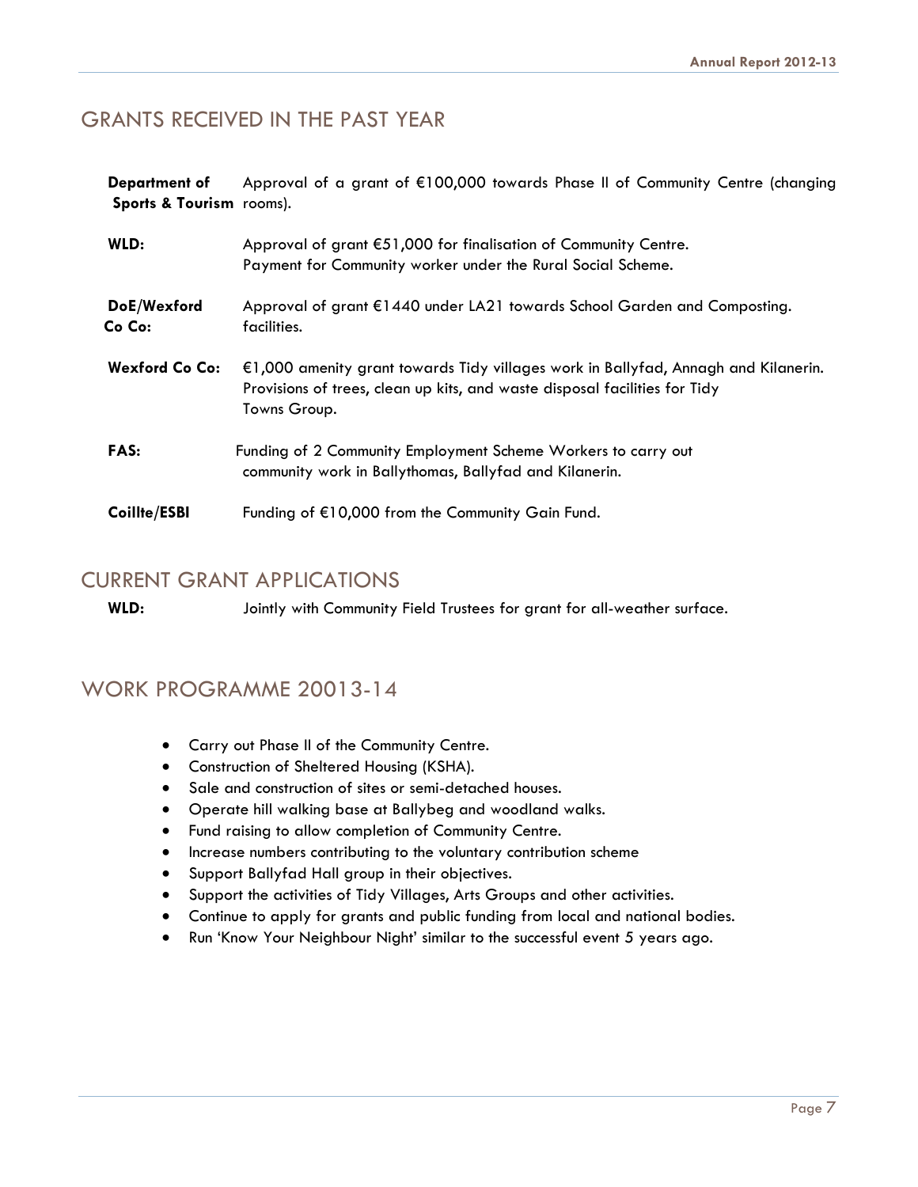## GRANTS RECEIVED IN THE PAST YEAR

| | |
|---|---|
| **Department of Sports & Tourism** | Approval of a grant of €100,000 towards Phase II of Community Centre (changing rooms). |
| **WLD:** | Approval of grant €51,000 for finalisation of Community Centre. Payment for Community worker under the Rural Social Scheme. |
| **DoE/Wexford Co Co:** | Approval of grant €1440 under LA21 towards School Garden and Composting. facilities. |
| **Wexford Co Co:** | €1,000 amenity grant towards Tidy villages work in Ballyfad, Annagh and Kilanerin. Provisions of trees, clean up kits, and waste disposal facilities for Tidy Towns Group. |
| **FAS:** | Funding of 2 Community Employment Scheme Workers to carry out community work in Ballythomas, Ballyfad and Kilanerin. |
| **Coillte/ESBI** | Funding of €10,000 from the Community Gain Fund. |

## CURRENT GRANT APPLICATIONS

**WLD:** Jointly with Community Field Trustees for grant for all-weather surface.

## WORK PROGRAMME 20013-14

- Carry out Phase II of the Community Centre.
- Construction of Sheltered Housing (KSHA).
- Sale and construction of sites or semi-detached houses.
- Operate hill walking base at Ballybeg and woodland walks.
- Fund raising to allow completion of Community Centre.
- Increase numbers contributing to the voluntary contribution scheme
- Support Ballyfad Hall group in their objectives.
- Support the activities of Tidy Villages, Arts Groups and other activities.
- Continue to apply for grants and public funding from local and national bodies.
- Run 'Know Your Neighbour Night' similar to the successful event 5 years ago.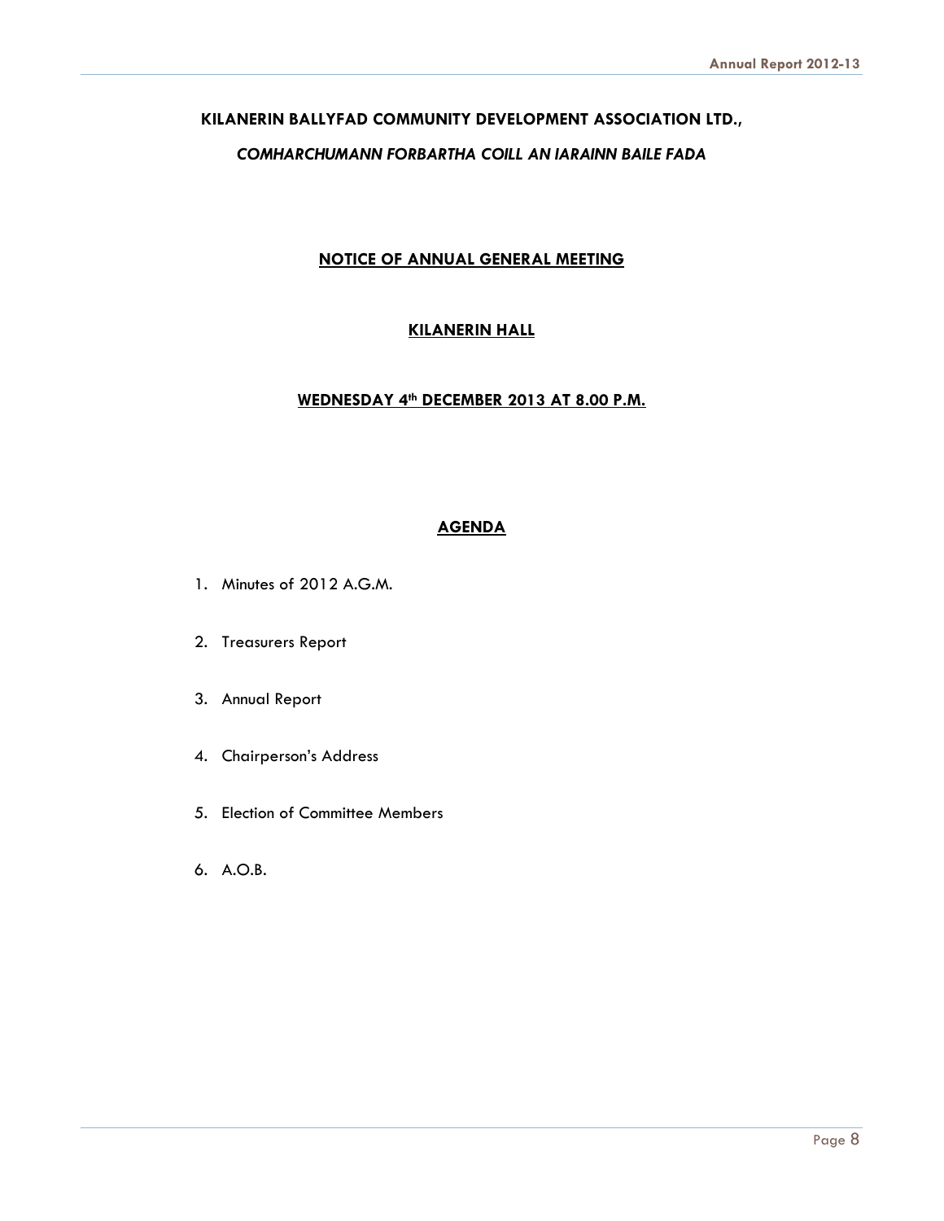**KILANERIN BALLYFAD COMMUNITY DEVELOPMENT ASSOCIATION LTD.,**

***COMHARCHUMANN FORBARTHA COILL AN IARAINN BAILE FADA***

## NOTICE OF ANNUAL GENERAL MEETING

## KILANERIN HALL

## WEDNESDAY 4th DECEMBER 2013 AT 8.00 P.M.

## AGENDA

1. Minutes of 2012 A.G.M.
2. Treasurers Report
3. Annual Report
4. Chairperson's Address
5. Election of Committee Members
6. A.O.B.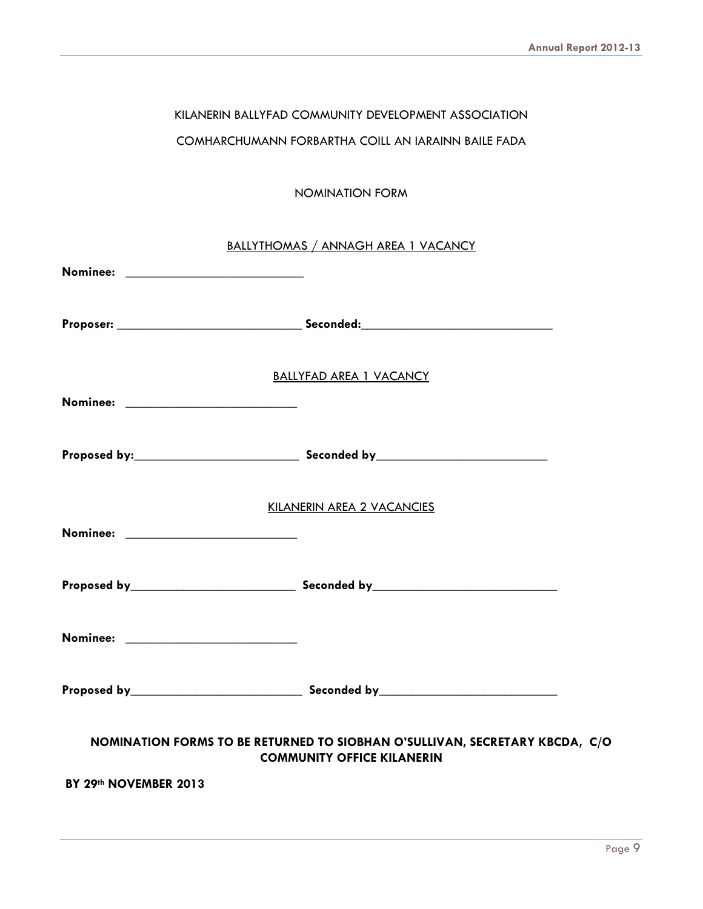KILANERIN BALLYFAD COMMUNITY DEVELOPMENT ASSOCIATION

COMHARCHUMANN FORBARTHA COILL AN IARAINN BAILE FADA

NOMINATION FORM

BALLYTHOMAS / ANNAGH AREA 1 VACANCY

**Nominee:** ____________________________

**Proposer:** ____________________________ **Seconded:**____________________________

BALLYFAD AREA 1 VACANCY

**Nominee:** ____________________________

**Proposed by:**____________________________ **Seconded by**____________________________

KILANERIN AREA 2 VACANCIES

**Nominee:** ____________________________

**Proposed by**____________________________ **Seconded by**____________________________

**Nominee:** ____________________________

**Proposed by**____________________________ **Seconded by**____________________________

**NOMINATION FORMS TO BE RETURNED TO SIOBHAN O'SULLIVAN, SECRETARY KBCDA, C/O COMMUNITY OFFICE KILANERIN**

**BY 29th NOVEMBER 2013**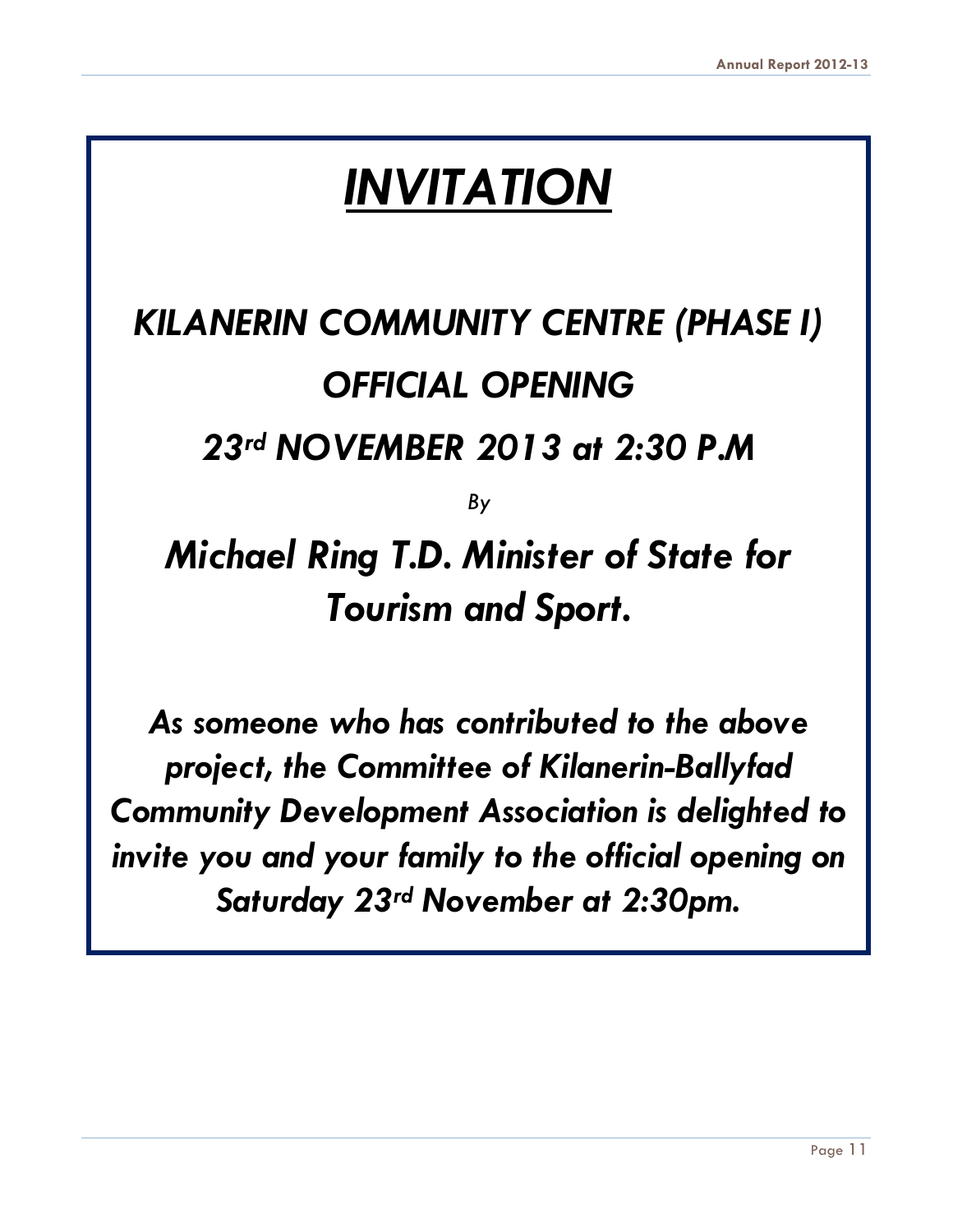# ***INVITATION***

## *KILANERIN COMMUNITY CENTRE (PHASE I)*

## *OFFICIAL OPENING*

### *23rd NOVEMBER 2013 at 2:30 P.M*

*By*

## *Michael Ring T.D. Minister of State for Tourism and Sport.*

***As someone who has contributed to the above project, the Committee of Kilanerin-Ballyfad Community Development Association is delighted to invite you and your family to the official opening on Saturday 23rd November at 2:30pm.***